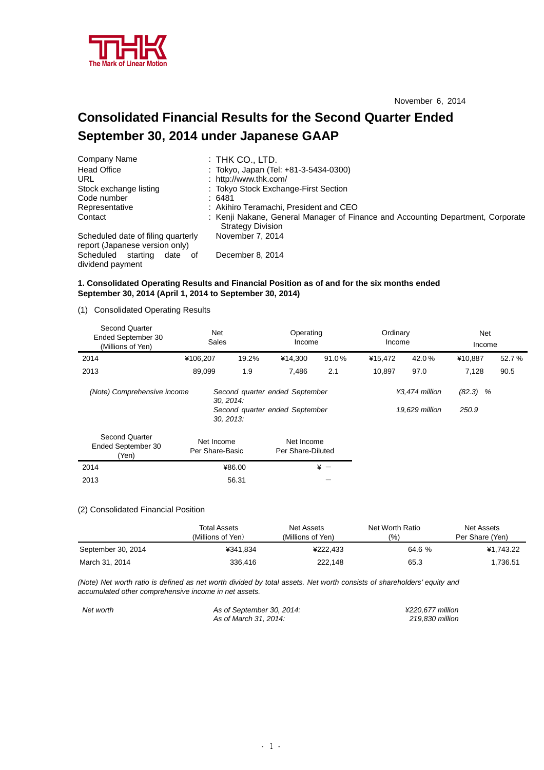THK

The Mark of Linear Motion

November 6, 2014

# Consolidated Financial Results for the Second Quarter Ended September 30, 2014 under Japanese GAAP

| | |
|---|---|
| Company Name | : THK CO., LTD. |
| Head Office | : Tokyo, Japan (Tel: +81-3-5434-0300) |
| URL | : http://www.thk.com/ |
| Stock exchange listing | : Tokyo Stock Exchange-First Section |
| Code number | : 6481 |
| Representative | : Akihiro Teramachi, President and CEO |
| Contact | : Kenji Nakane, General Manager of Finance and Accounting Department, Corporate Strategy Division |
| Scheduled date of filing quarterly report (Japanese version only) | November 7, 2014 |
| Scheduled starting date of dividend payment | December 8, 2014 |

### 1. Consolidated Operating Results and Financial Position as of and for the six months ended September 30, 2014 (April 1, 2014 to September 30, 2014)

(1) Consolidated Operating Results

| Second Quarter Ended September 30 (Millions of Yen) | Net Sales | | Operating Income | | Ordinary Income | | Net Income | |
|---|---|---|---|---|---|---|---|---|
| 2014 | ¥106,207 | 19.2% | ¥14,300 | 91.0% | ¥15,472 | 42.0% | ¥10,887 | 52.7% |
| 2013 | 89,099 | 1.9 | 7,486 | 2.1 | 10,897 | 97.0 | 7,128 | 90.5 |

| | | | |
|---|---|---|---|
| *(Note) Comprehensive income* | *Second quarter ended September 30, 2014:* | *¥3,474 million* | *(82.3) %* |
| | *Second quarter ended September 30, 2013:* | *19,629 million* | *250.9* |

| Second Quarter Ended September 30 (Yen) | Net Income Per Share-Basic | Net Income Per Share-Diluted |
|---|---|---|
| 2014 | ¥86.00 | ¥ — |
| 2013 | 56.31 | — |

(2) Consolidated Financial Position

| | Total Assets (Millions of Yen) | Net Assets (Millions of Yen) | Net Worth Ratio (%) | Net Assets Per Share (Yen) |
|---|---|---|---|---|
| September 30, 2014 | ¥341,834 | ¥222,433 | 64.6 % | ¥1,743.22 |
| March 31, 2014 | 336,416 | 222,148 | 65.3 | 1,736.51 |

*(Note) Net worth ratio is defined as net worth divided by total assets. Net worth consists of shareholders' equity and accumulated other comprehensive income in net assets.*

| | | |
|---|---|---|
| *Net worth* | *As of September 30, 2014:* | *¥220,677 million* |
| | *As of March 31, 2014:* | *219,830 million* |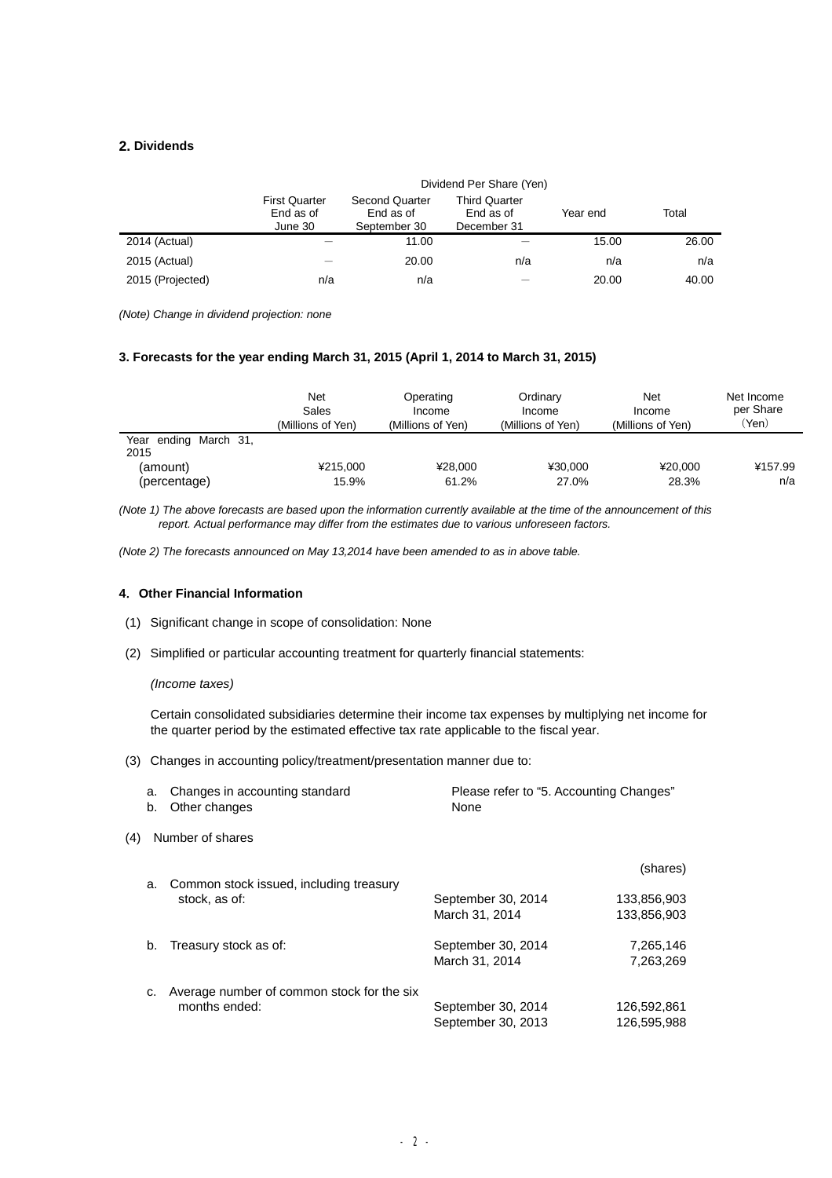## 2. Dividends

| | Dividend Per Share (Yen) | | | | |
|---|---|---|---|---|---|
| | First Quarter End as of June 30 | Second Quarter End as of September 30 | Third Quarter End as of December 31 | Year end | Total |
| 2014 (Actual) | ― | 11.00 | ― | 15.00 | 26.00 |
| 2015 (Actual) | ― | 20.00 | n/a | n/a | n/a |
| 2015 (Projected) | n/a | n/a | ― | 20.00 | 40.00 |

*(Note) Change in dividend projection: none*

## 3. Forecasts for the year ending March 31, 2015 (April 1, 2014 to March 31, 2015)

| | Net Sales (Millions of Yen) | Operating Income (Millions of Yen) | Ordinary Income (Millions of Yen) | Net Income (Millions of Yen) | Net Income per Share (Yen) |
|---|---|---|---|---|---|
| Year ending March 31, 2015 | | | | | |
| (amount) | ¥215,000 | ¥28,000 | ¥30,000 | ¥20,000 | ¥157.99 |
| (percentage) | 15.9% | 61.2% | 27.0% | 28.3% | n/a |

*(Note 1) The above forecasts are based upon the information currently available at the time of the announcement of this report. Actual performance may differ from the estimates due to various unforeseen factors.*

*(Note 2) The forecasts announced on May 13,2014 have been amended to as in above table.*

## 4. Other Financial Information

(1) Significant change in scope of consolidation: None

(2) Simplified or particular accounting treatment for quarterly financial statements:

*(Income taxes)*

Certain consolidated subsidiaries determine their income tax expenses by multiplying net income for the quarter period by the estimated effective tax rate applicable to the fiscal year.

(3) Changes in accounting policy/treatment/presentation manner due to:

a. Changes in accounting standard — Please refer to "5. Accounting Changes"
b. Other changes — None

(4) Number of shares

| | | (shares) |
|---|---|---|
| a. Common stock issued, including treasury stock, as of: | September 30, 2014 | 133,856,903 |
| | March 31, 2014 | 133,856,903 |
| b. Treasury stock as of: | September 30, 2014 | 7,265,146 |
| | March 31, 2014 | 7,263,269 |
| c. Average number of common stock for the six months ended: | September 30, 2014 | 126,592,861 |
| | September 30, 2013 | 126,595,988 |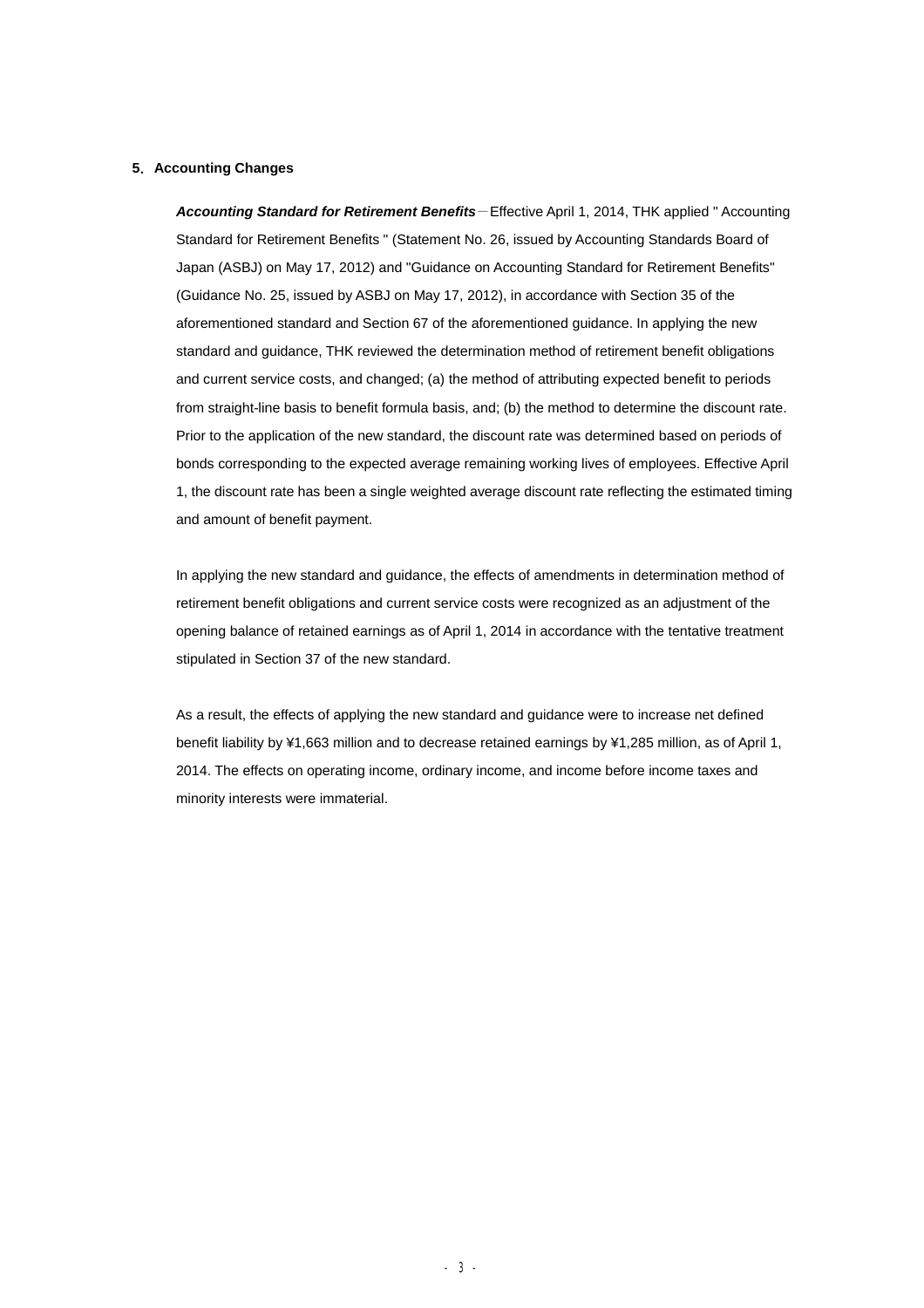## 5. Accounting Changes

***Accounting Standard for Retirement Benefits***－Effective April 1, 2014, THK applied " Accounting Standard for Retirement Benefits " (Statement No. 26, issued by Accounting Standards Board of Japan (ASBJ) on May 17, 2012) and "Guidance on Accounting Standard for Retirement Benefits" (Guidance No. 25, issued by ASBJ on May 17, 2012), in accordance with Section 35 of the aforementioned standard and Section 67 of the aforementioned guidance. In applying the new standard and guidance, THK reviewed the determination method of retirement benefit obligations and current service costs, and changed; (a) the method of attributing expected benefit to periods from straight-line basis to benefit formula basis, and; (b) the method to determine the discount rate. Prior to the application of the new standard, the discount rate was determined based on periods of bonds corresponding to the expected average remaining working lives of employees. Effective April 1, the discount rate has been a single weighted average discount rate reflecting the estimated timing and amount of benefit payment.

In applying the new standard and guidance, the effects of amendments in determination method of retirement benefit obligations and current service costs were recognized as an adjustment of the opening balance of retained earnings as of April 1, 2014 in accordance with the tentative treatment stipulated in Section 37 of the new standard.

As a result, the effects of applying the new standard and guidance were to increase net defined benefit liability by ¥1,663 million and to decrease retained earnings by ¥1,285 million, as of April 1, 2014. The effects on operating income, ordinary income, and income before income taxes and minority interests were immaterial.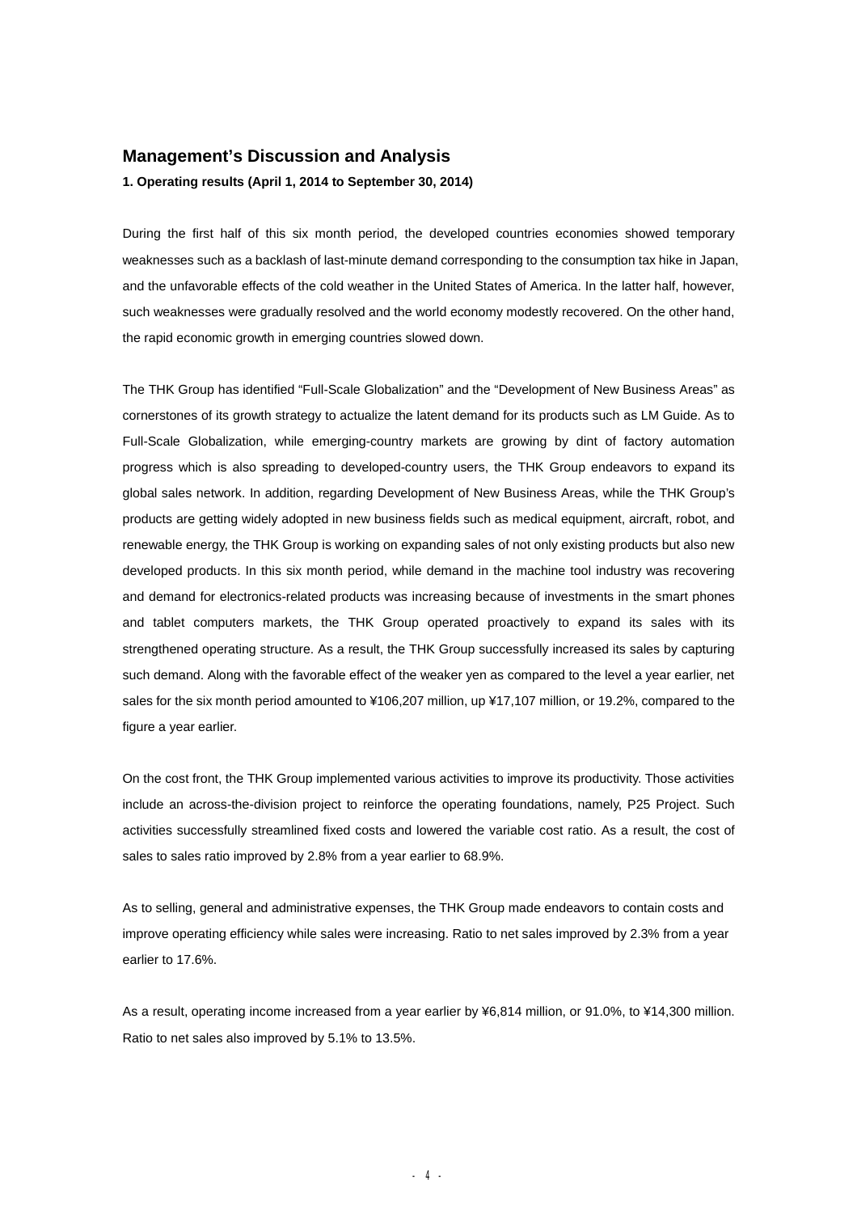## Management's Discussion and Analysis

**1. Operating results (April 1, 2014 to September 30, 2014)**

During the first half of this six month period, the developed countries economies showed temporary weaknesses such as a backlash of last-minute demand corresponding to the consumption tax hike in Japan, and the unfavorable effects of the cold weather in the United States of America. In the latter half, however, such weaknesses were gradually resolved and the world economy modestly recovered. On the other hand, the rapid economic growth in emerging countries slowed down.

The THK Group has identified "Full-Scale Globalization" and the "Development of New Business Areas" as cornerstones of its growth strategy to actualize the latent demand for its products such as LM Guide. As to Full-Scale Globalization, while emerging-country markets are growing by dint of factory automation progress which is also spreading to developed-country users, the THK Group endeavors to expand its global sales network. In addition, regarding Development of New Business Areas, while the THK Group's products are getting widely adopted in new business fields such as medical equipment, aircraft, robot, and renewable energy, the THK Group is working on expanding sales of not only existing products but also new developed products. In this six month period, while demand in the machine tool industry was recovering and demand for electronics-related products was increasing because of investments in the smart phones and tablet computers markets, the THK Group operated proactively to expand its sales with its strengthened operating structure. As a result, the THK Group successfully increased its sales by capturing such demand. Along with the favorable effect of the weaker yen as compared to the level a year earlier, net sales for the six month period amounted to ¥106,207 million, up ¥17,107 million, or 19.2%, compared to the figure a year earlier.

On the cost front, the THK Group implemented various activities to improve its productivity. Those activities include an across-the-division project to reinforce the operating foundations, namely, P25 Project. Such activities successfully streamlined fixed costs and lowered the variable cost ratio. As a result, the cost of sales to sales ratio improved by 2.8% from a year earlier to 68.9%.

As to selling, general and administrative expenses, the THK Group made endeavors to contain costs and improve operating efficiency while sales were increasing. Ratio to net sales improved by 2.3% from a year earlier to 17.6%.

As a result, operating income increased from a year earlier by ¥6,814 million, or 91.0%, to ¥14,300 million. Ratio to net sales also improved by 5.1% to 13.5%.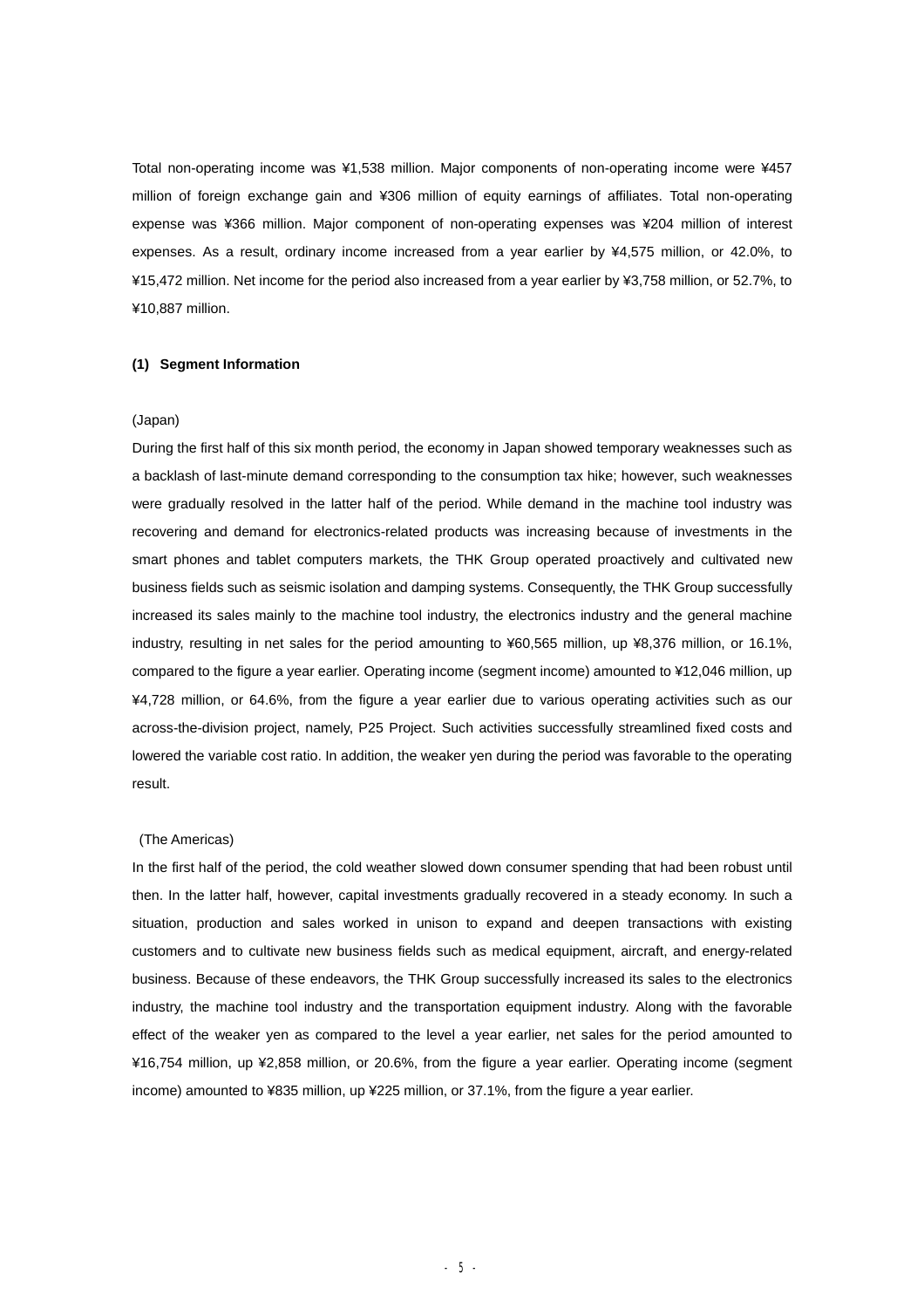Total non-operating income was ¥1,538 million. Major components of non-operating income were ¥457 million of foreign exchange gain and ¥306 million of equity earnings of affiliates. Total non-operating expense was ¥366 million. Major component of non-operating expenses was ¥204 million of interest expenses. As a result, ordinary income increased from a year earlier by ¥4,575 million, or 42.0%, to ¥15,472 million. Net income for the period also increased from a year earlier by ¥3,758 million, or 52.7%, to ¥10,887 million.

**(1) Segment Information**

(Japan)

During the first half of this six month period, the economy in Japan showed temporary weaknesses such as a backlash of last-minute demand corresponding to the consumption tax hike; however, such weaknesses were gradually resolved in the latter half of the period. While demand in the machine tool industry was recovering and demand for electronics-related products was increasing because of investments in the smart phones and tablet computers markets, the THK Group operated proactively and cultivated new business fields such as seismic isolation and damping systems. Consequently, the THK Group successfully increased its sales mainly to the machine tool industry, the electronics industry and the general machine industry, resulting in net sales for the period amounting to ¥60,565 million, up ¥8,376 million, or 16.1%, compared to the figure a year earlier. Operating income (segment income) amounted to ¥12,046 million, up ¥4,728 million, or 64.6%, from the figure a year earlier due to various operating activities such as our across-the-division project, namely, P25 Project. Such activities successfully streamlined fixed costs and lowered the variable cost ratio. In addition, the weaker yen during the period was favorable to the operating result.

(The Americas)

In the first half of the period, the cold weather slowed down consumer spending that had been robust until then. In the latter half, however, capital investments gradually recovered in a steady economy. In such a situation, production and sales worked in unison to expand and deepen transactions with existing customers and to cultivate new business fields such as medical equipment, aircraft, and energy-related business. Because of these endeavors, the THK Group successfully increased its sales to the electronics industry, the machine tool industry and the transportation equipment industry. Along with the favorable effect of the weaker yen as compared to the level a year earlier, net sales for the period amounted to ¥16,754 million, up ¥2,858 million, or 20.6%, from the figure a year earlier. Operating income (segment income) amounted to ¥835 million, up ¥225 million, or 37.1%, from the figure a year earlier.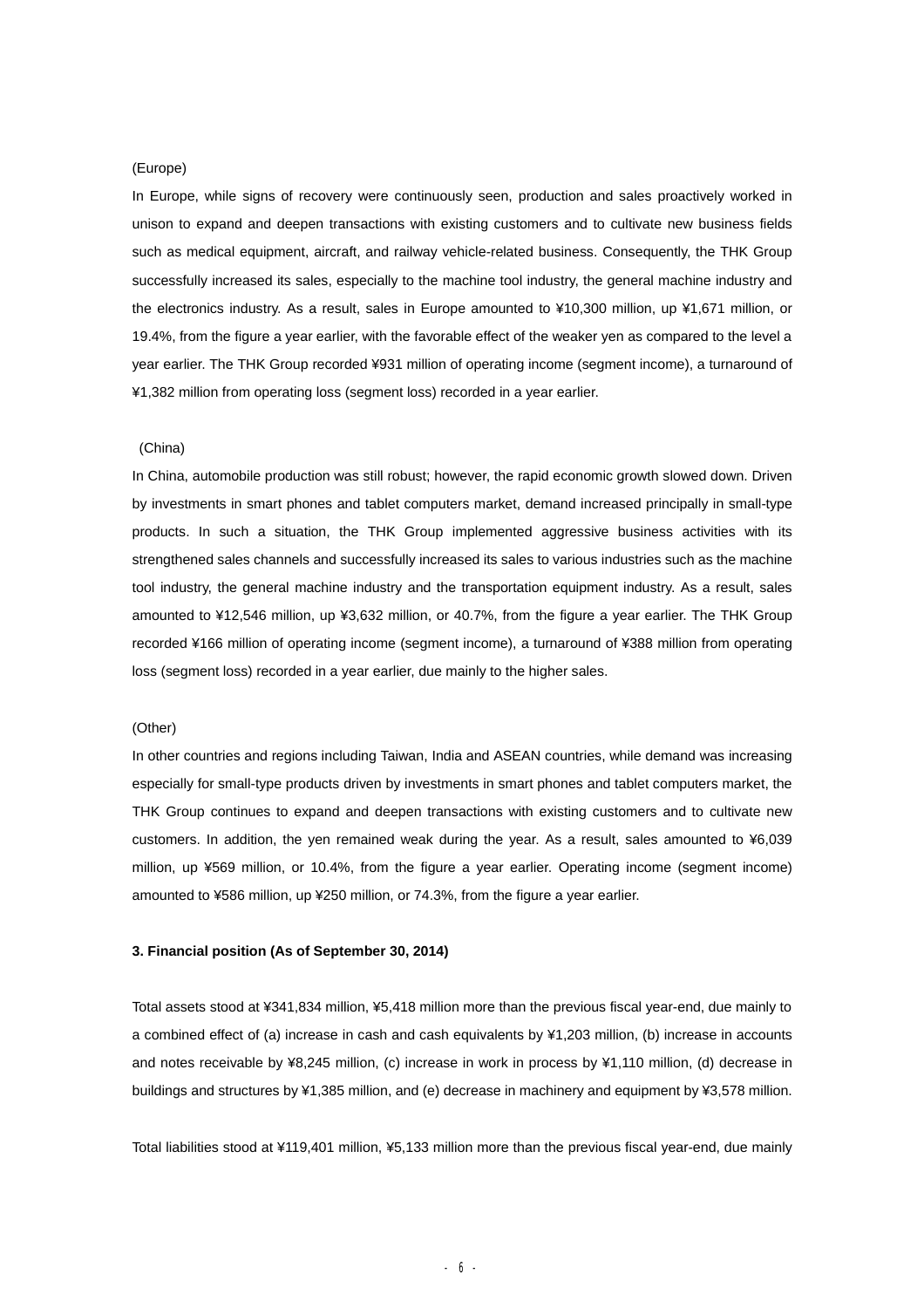(Europe)

In Europe, while signs of recovery were continuously seen, production and sales proactively worked in unison to expand and deepen transactions with existing customers and to cultivate new business fields such as medical equipment, aircraft, and railway vehicle-related business. Consequently, the THK Group successfully increased its sales, especially to the machine tool industry, the general machine industry and the electronics industry. As a result, sales in Europe amounted to ¥10,300 million, up ¥1,671 million, or 19.4%, from the figure a year earlier, with the favorable effect of the weaker yen as compared to the level a year earlier. The THK Group recorded ¥931 million of operating income (segment income), a turnaround of ¥1,382 million from operating loss (segment loss) recorded in a year earlier.

(China)

In China, automobile production was still robust; however, the rapid economic growth slowed down. Driven by investments in smart phones and tablet computers market, demand increased principally in small-type products. In such a situation, the THK Group implemented aggressive business activities with its strengthened sales channels and successfully increased its sales to various industries such as the machine tool industry, the general machine industry and the transportation equipment industry. As a result, sales amounted to ¥12,546 million, up ¥3,632 million, or 40.7%, from the figure a year earlier. The THK Group recorded ¥166 million of operating income (segment income), a turnaround of ¥388 million from operating loss (segment loss) recorded in a year earlier, due mainly to the higher sales.

(Other)

In other countries and regions including Taiwan, India and ASEAN countries, while demand was increasing especially for small-type products driven by investments in smart phones and tablet computers market, the THK Group continues to expand and deepen transactions with existing customers and to cultivate new customers. In addition, the yen remained weak during the year. As a result, sales amounted to ¥6,039 million, up ¥569 million, or 10.4%, from the figure a year earlier. Operating income (segment income) amounted to ¥586 million, up ¥250 million, or 74.3%, from the figure a year earlier.

**3. Financial position (As of September 30, 2014)**

Total assets stood at ¥341,834 million, ¥5,418 million more than the previous fiscal year-end, due mainly to a combined effect of (a) increase in cash and cash equivalents by ¥1,203 million, (b) increase in accounts and notes receivable by ¥8,245 million, (c) increase in work in process by ¥1,110 million, (d) decrease in buildings and structures by ¥1,385 million, and (e) decrease in machinery and equipment by ¥3,578 million.

Total liabilities stood at ¥119,401 million, ¥5,133 million more than the previous fiscal year-end, due mainly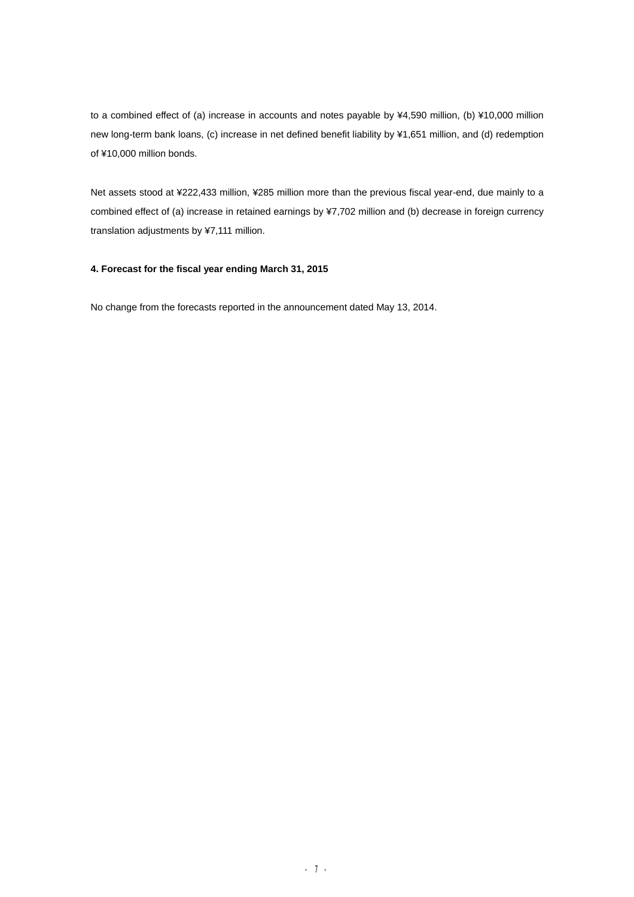to a combined effect of (a) increase in accounts and notes payable by ¥4,590 million, (b) ¥10,000 million new long-term bank loans, (c) increase in net defined benefit liability by ¥1,651 million, and (d) redemption of ¥10,000 million bonds.

Net assets stood at ¥222,433 million, ¥285 million more than the previous fiscal year-end, due mainly to a combined effect of (a) increase in retained earnings by ¥7,702 million and (b) decrease in foreign currency translation adjustments by ¥7,111 million.

**4. Forecast for the fiscal year ending March 31, 2015**

No change from the forecasts reported in the announcement dated May 13, 2014.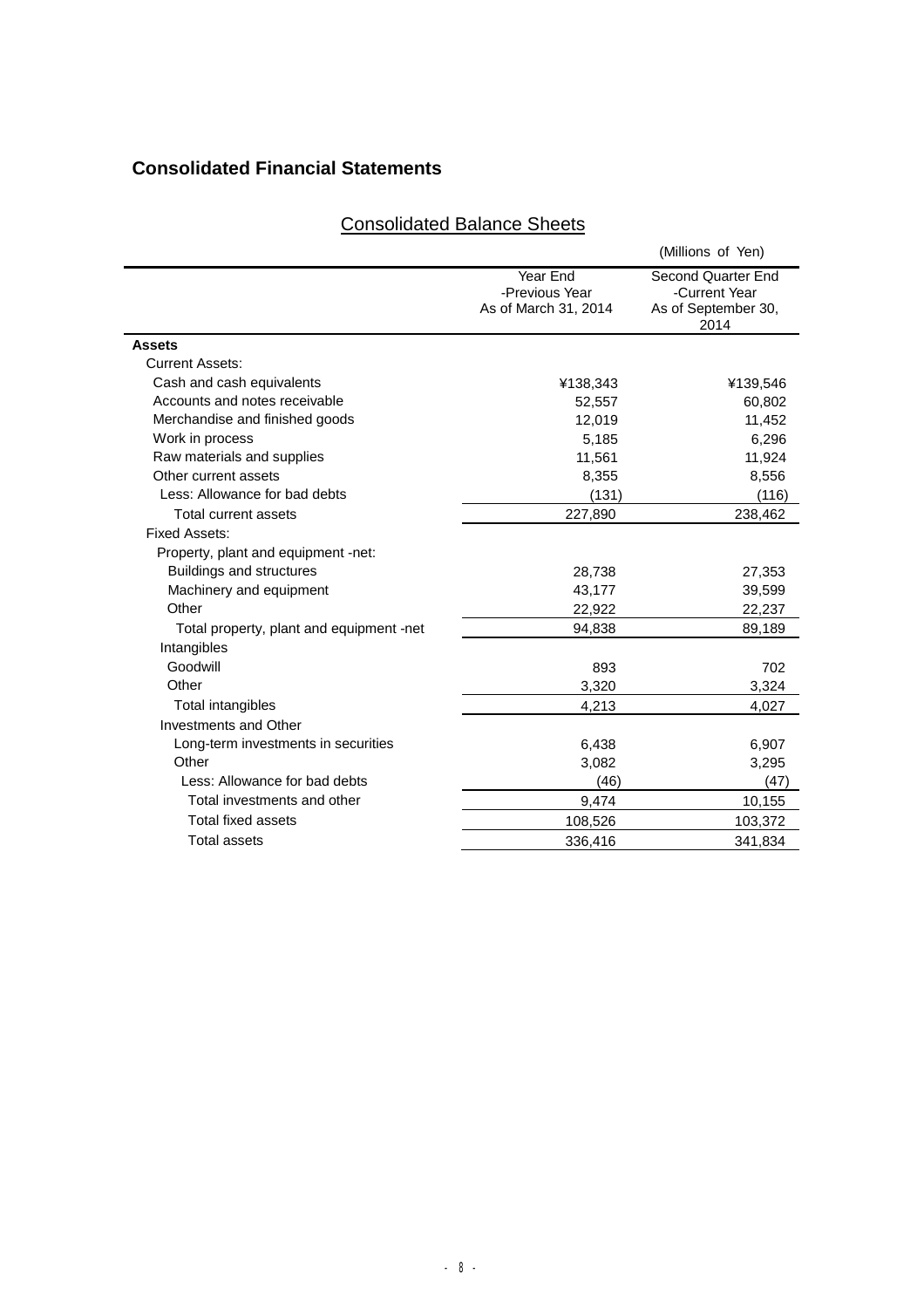## Consolidated Financial Statements

### Consolidated Balance Sheets

(Millions of Yen)

| | Year End -Previous Year As of March 31, 2014 | Second Quarter End -Current Year As of September 30, 2014 |
|---|---|---|
| **Assets** | | |
| Current Assets: | | |
| Cash and cash equivalents | ¥138,343 | ¥139,546 |
| Accounts and notes receivable | 52,557 | 60,802 |
| Merchandise and finished goods | 12,019 | 11,452 |
| Work in process | 5,185 | 6,296 |
| Raw materials and supplies | 11,561 | 11,924 |
| Other current assets | 8,355 | 8,556 |
| Less: Allowance for bad debts | (131) | (116) |
| Total current assets | 227,890 | 238,462 |
| Fixed Assets: | | |
| Property, plant and equipment -net: | | |
| Buildings and structures | 28,738 | 27,353 |
| Machinery and equipment | 43,177 | 39,599 |
| Other | 22,922 | 22,237 |
| Total property, plant and equipment -net | 94,838 | 89,189 |
| Intangibles | | |
| Goodwill | 893 | 702 |
| Other | 3,320 | 3,324 |
| Total intangibles | 4,213 | 4,027 |
| Investments and Other | | |
| Long-term investments in securities | 6,438 | 6,907 |
| Other | 3,082 | 3,295 |
| Less: Allowance for bad debts | (46) | (47) |
| Total investments and other | 9,474 | 10,155 |
| Total fixed assets | 108,526 | 103,372 |
| Total assets | 336,416 | 341,834 |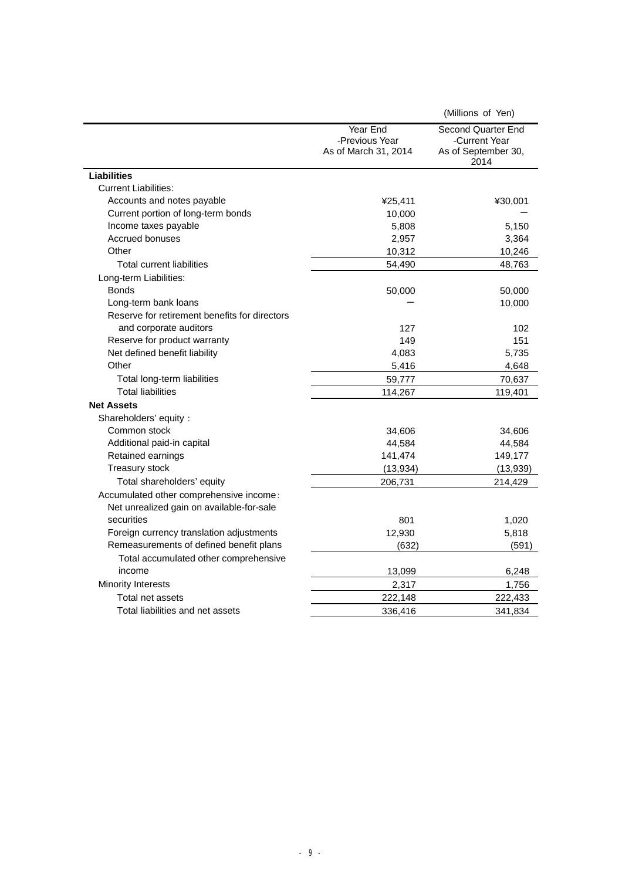(Millions of Yen)

| | Year End -Previous Year As of March 31, 2014 | Second Quarter End -Current Year As of September 30, 2014 |
|---|---|---|
| **Liabilities** | | |
| Current Liabilities: | | |
| Accounts and notes payable | ¥25,411 | ¥30,001 |
| Current portion of long-term bonds | 10,000 | ― |
| Income taxes payable | 5,808 | 5,150 |
| Accrued bonuses | 2,957 | 3,364 |
| Other | 10,312 | 10,246 |
| Total current liabilities | 54,490 | 48,763 |
| Long-term Liabilities: | | |
| Bonds | 50,000 | 50,000 |
| Long-term bank loans | ― | 10,000 |
| Reserve for retirement benefits for directors and corporate auditors | 127 | 102 |
| Reserve for product warranty | 149 | 151 |
| Net defined benefit liability | 4,083 | 5,735 |
| Other | 5,416 | 4,648 |
| Total long-term liabilities | 59,777 | 70,637 |
| Total liabilities | 114,267 | 119,401 |
| **Net Assets** | | |
| Shareholders' equity : | | |
| Common stock | 34,606 | 34,606 |
| Additional paid-in capital | 44,584 | 44,584 |
| Retained earnings | 141,474 | 149,177 |
| Treasury stock | (13,934) | (13,939) |
| Total shareholders' equity | 206,731 | 214,429 |
| Accumulated other comprehensive income : | | |
| Net unrealized gain on available-for-sale securities | 801 | 1,020 |
| Foreign currency translation adjustments | 12,930 | 5,818 |
| Remeasurements of defined benefit plans | (632) | (591) |
| Total accumulated other comprehensive income | 13,099 | 6,248 |
| Minority Interests | 2,317 | 1,756 |
| Total net assets | 222,148 | 222,433 |
| Total liabilities and net assets | 336,416 | 341,834 |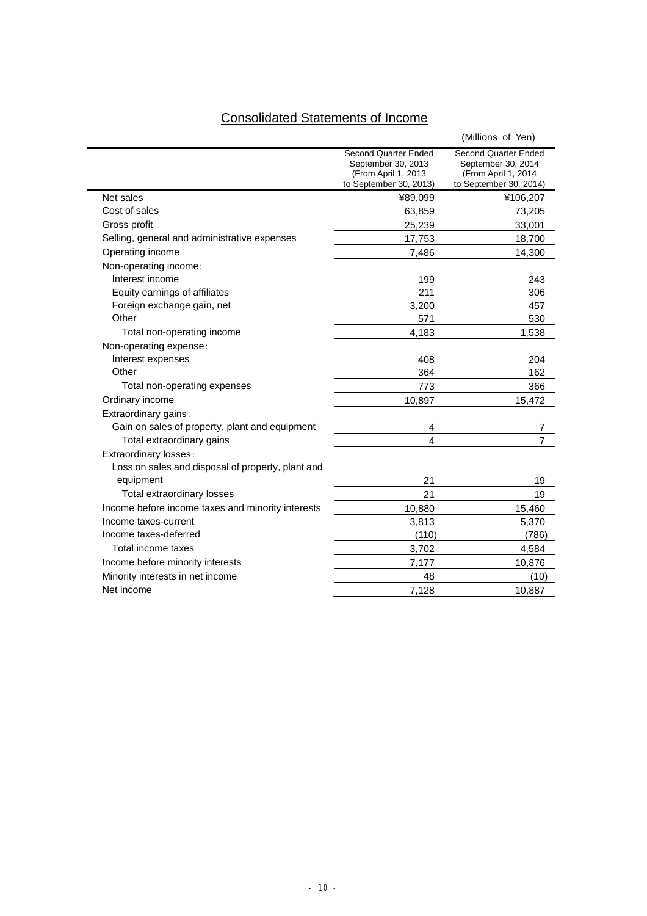## Consolidated Statements of Income

(Millions of Yen)

| | Second Quarter Ended September 30, 2013 (From April 1, 2013 to September 30, 2013) | Second Quarter Ended September 30, 2014 (From April 1, 2014 to September 30, 2014) |
|---|---|---|
| Net sales | ¥89,099 | ¥106,207 |
| Cost of sales | 63,859 | 73,205 |
| Gross profit | 25,239 | 33,001 |
| Selling, general and administrative expenses | 17,753 | 18,700 |
| Operating income | 7,486 | 14,300 |
| Non-operating income: | | |
| Interest income | 199 | 243 |
| Equity earnings of affiliates | 211 | 306 |
| Foreign exchange gain, net | 3,200 | 457 |
| Other | 571 | 530 |
| Total non-operating income | 4,183 | 1,538 |
| Non-operating expense: | | |
| Interest expenses | 408 | 204 |
| Other | 364 | 162 |
| Total non-operating expenses | 773 | 366 |
| Ordinary income | 10,897 | 15,472 |
| Extraordinary gains: | | |
| Gain on sales of property, plant and equipment | 4 | 7 |
| Total extraordinary gains | 4 | 7 |
| Extraordinary losses: | | |
| Loss on sales and disposal of property, plant and equipment | 21 | 19 |
| Total extraordinary losses | 21 | 19 |
| Income before income taxes and minority interests | 10,880 | 15,460 |
| Income taxes-current | 3,813 | 5,370 |
| Income taxes-deferred | (110) | (786) |
| Total income taxes | 3,702 | 4,584 |
| Income before minority interests | 7,177 | 10,876 |
| Minority interests in net income | 48 | (10) |
| Net income | 7,128 | 10,887 |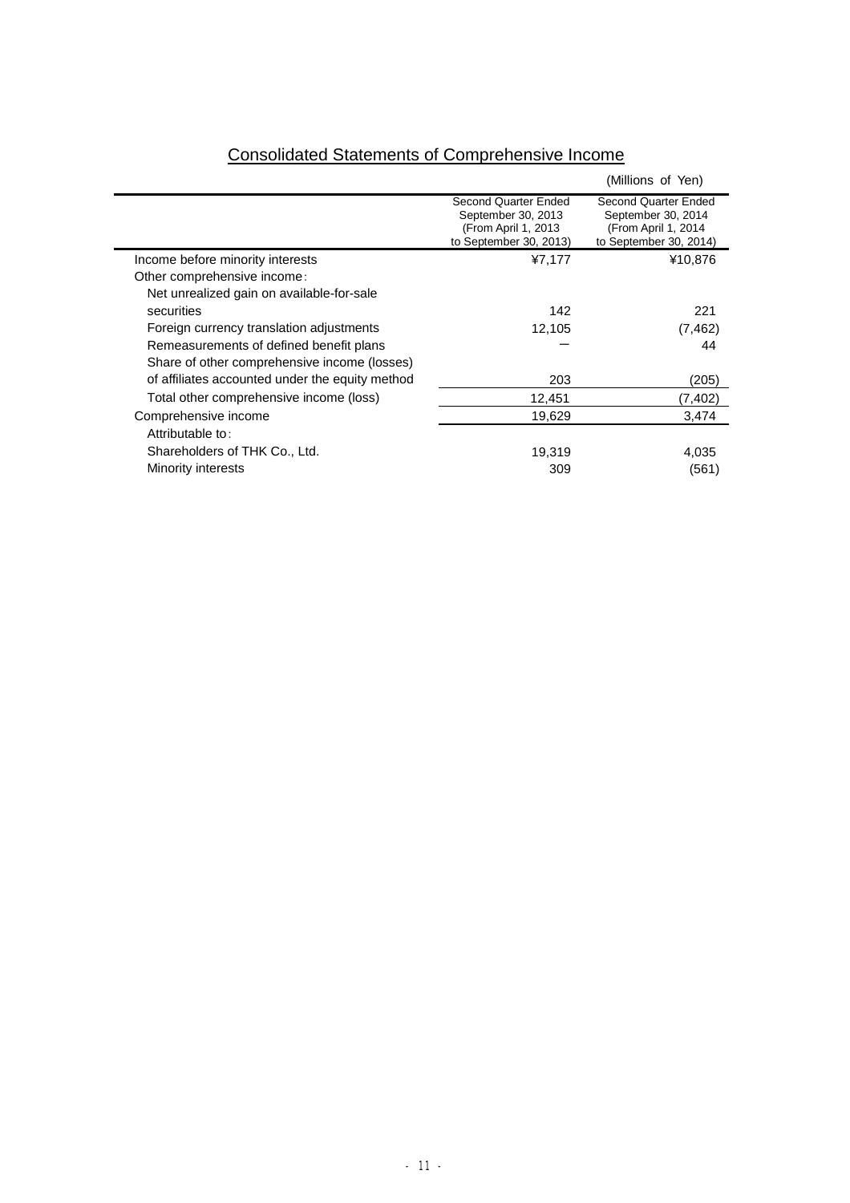## Consolidated Statements of Comprehensive Income

(Millions of Yen)

| | Second Quarter Ended September 30, 2013 (From April 1, 2013 to September 30, 2013) | Second Quarter Ended September 30, 2014 (From April 1, 2014 to September 30, 2014) |
|---|---|---|
| Income before minority interests | ¥7,177 | ¥10,876 |
| Other comprehensive income: | | |
| Net unrealized gain on available-for-sale securities | 142 | 221 |
| Foreign currency translation adjustments | 12,105 | (7,462) |
| Remeasurements of defined benefit plans | ー | 44 |
| Share of other comprehensive income (losses) of affiliates accounted under the equity method | 203 | (205) |
| Total other comprehensive income (loss) | 12,451 | (7,402) |
| Comprehensive income | 19,629 | 3,474 |
| Attributable to: | | |
| Shareholders of THK Co., Ltd. | 19,319 | 4,035 |
| Minority interests | 309 | (561) |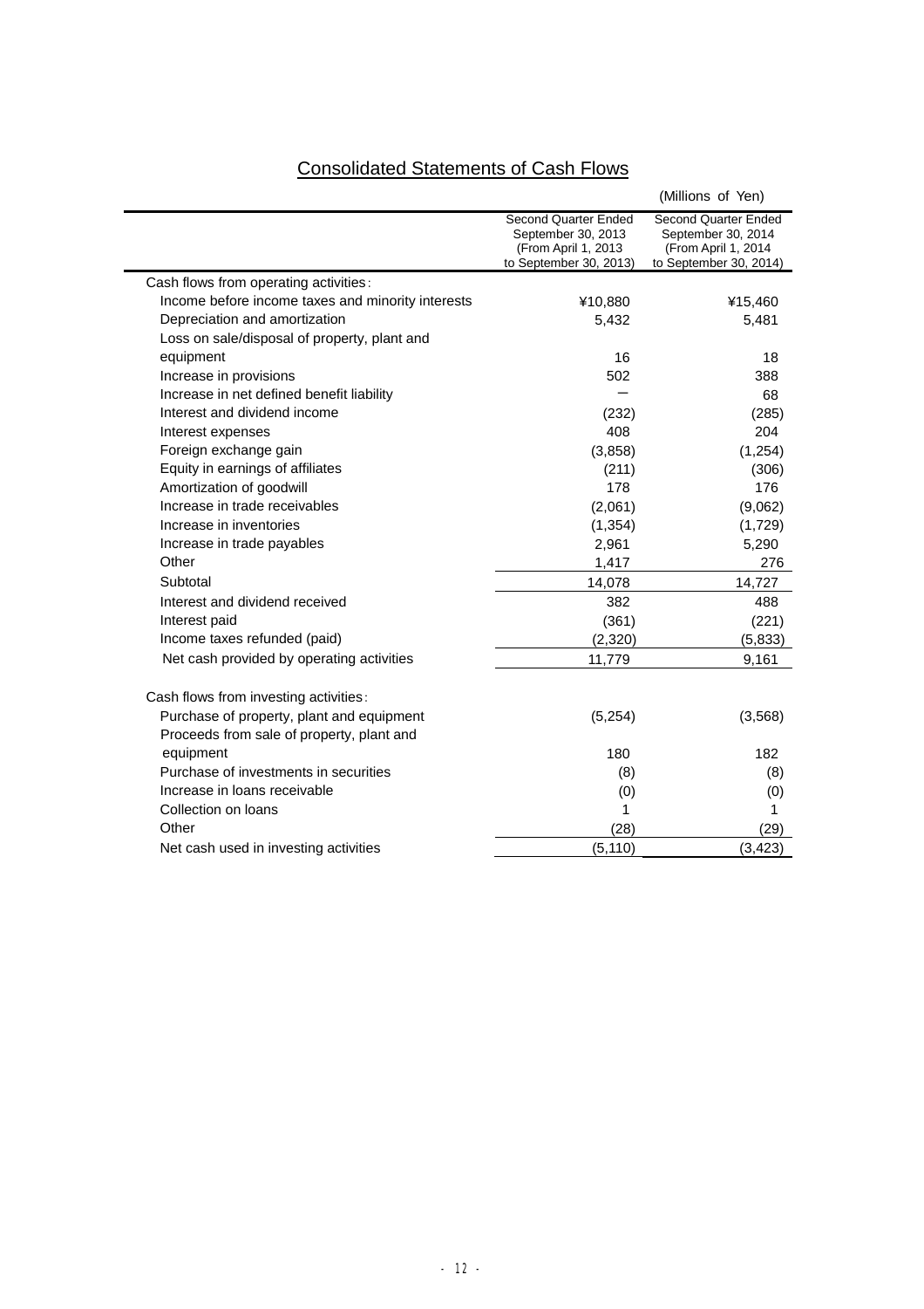# Consolidated Statements of Cash Flows

(Millions of Yen)

| | Second Quarter Ended September 30, 2013 (From April 1, 2013 to September 30, 2013) | Second Quarter Ended September 30, 2014 (From April 1, 2014 to September 30, 2014) |
|---|---|---|
| Cash flows from operating activities: | | |
| Income before income taxes and minority interests | ¥10,880 | ¥15,460 |
| Depreciation and amortization | 5,432 | 5,481 |
| Loss on sale/disposal of property, plant and equipment | 16 | 18 |
| Increase in provisions | 502 | 388 |
| Increase in net defined benefit liability | — | 68 |
| Interest and dividend income | (232) | (285) |
| Interest expenses | 408 | 204 |
| Foreign exchange gain | (3,858) | (1,254) |
| Equity in earnings of affiliates | (211) | (306) |
| Amortization of goodwill | 178 | 176 |
| Increase in trade receivables | (2,061) | (9,062) |
| Increase in inventories | (1,354) | (1,729) |
| Increase in trade payables | 2,961 | 5,290 |
| Other | 1,417 | 276 |
| Subtotal | 14,078 | 14,727 |
| Interest and dividend received | 382 | 488 |
| Interest paid | (361) | (221) |
| Income taxes refunded (paid) | (2,320) | (5,833) |
| Net cash provided by operating activities | 11,779 | 9,161 |
| Cash flows from investing activities: | | |
| Purchase of property, plant and equipment | (5,254) | (3,568) |
| Proceeds from sale of property, plant and equipment | 180 | 182 |
| Purchase of investments in securities | (8) | (8) |
| Increase in loans receivable | (0) | (0) |
| Collection on loans | 1 | 1 |
| Other | (28) | (29) |
| Net cash used in investing activities | (5,110) | (3,423) |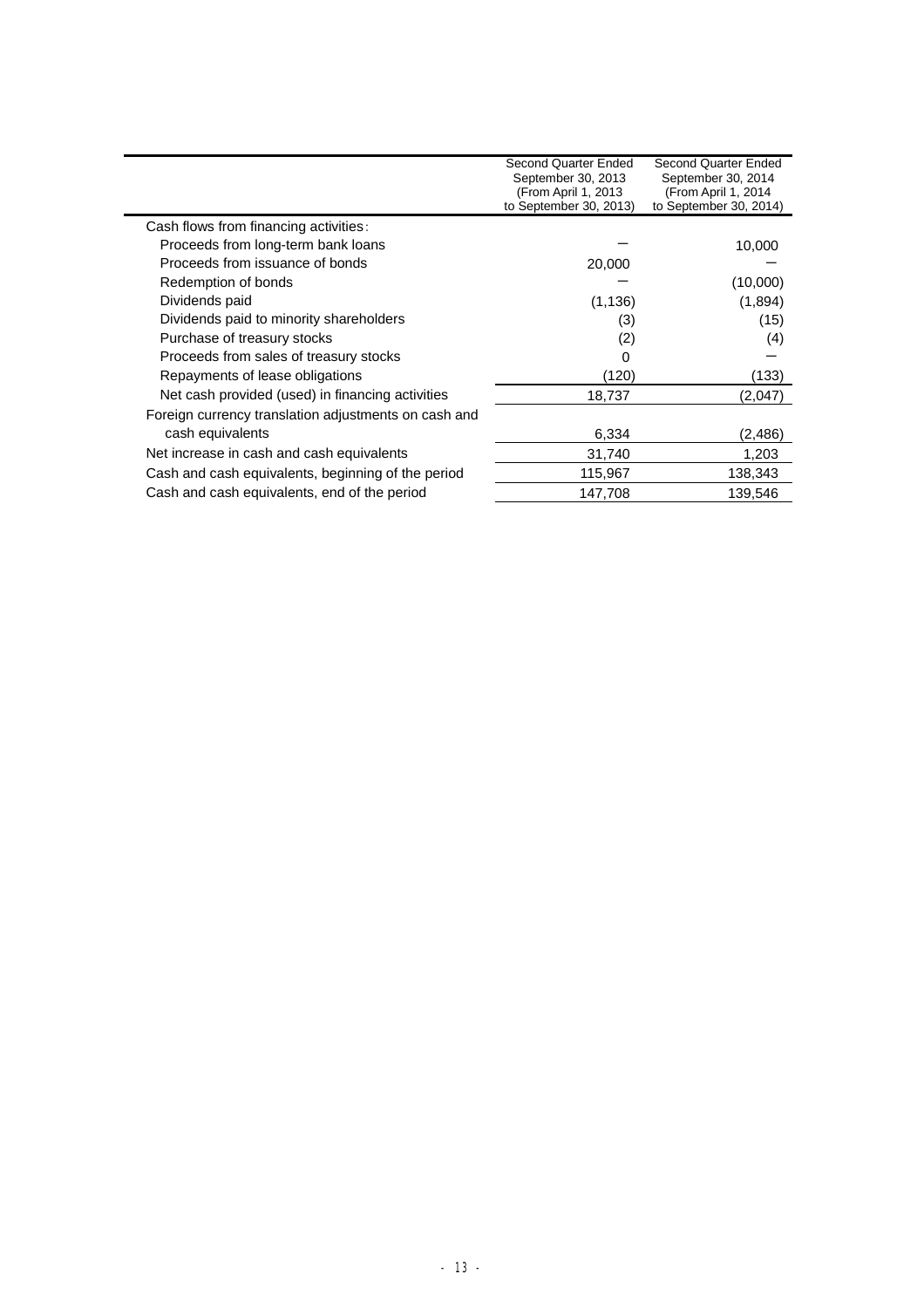| | Second Quarter Ended September 30, 2013 (From April 1, 2013 to September 30, 2013) | Second Quarter Ended September 30, 2014 (From April 1, 2014 to September 30, 2014) |
|---|---|---|
| Cash flows from financing activities: | | |
| Proceeds from long-term bank loans | — | 10,000 |
| Proceeds from issuance of bonds | 20,000 | — |
| Redemption of bonds | — | (10,000) |
| Dividends paid | (1,136) | (1,894) |
| Dividends paid to minority shareholders | (3) | (15) |
| Purchase of treasury stocks | (2) | (4) |
| Proceeds from sales of treasury stocks | 0 | — |
| Repayments of lease obligations | (120) | (133) |
| Net cash provided (used) in financing activities | 18,737 | (2,047) |
| Foreign currency translation adjustments on cash and cash equivalents | 6,334 | (2,486) |
| Net increase in cash and cash equivalents | 31,740 | 1,203 |
| Cash and cash equivalents, beginning of the period | 115,967 | 138,343 |
| Cash and cash equivalents, end of the period | 147,708 | 139,546 |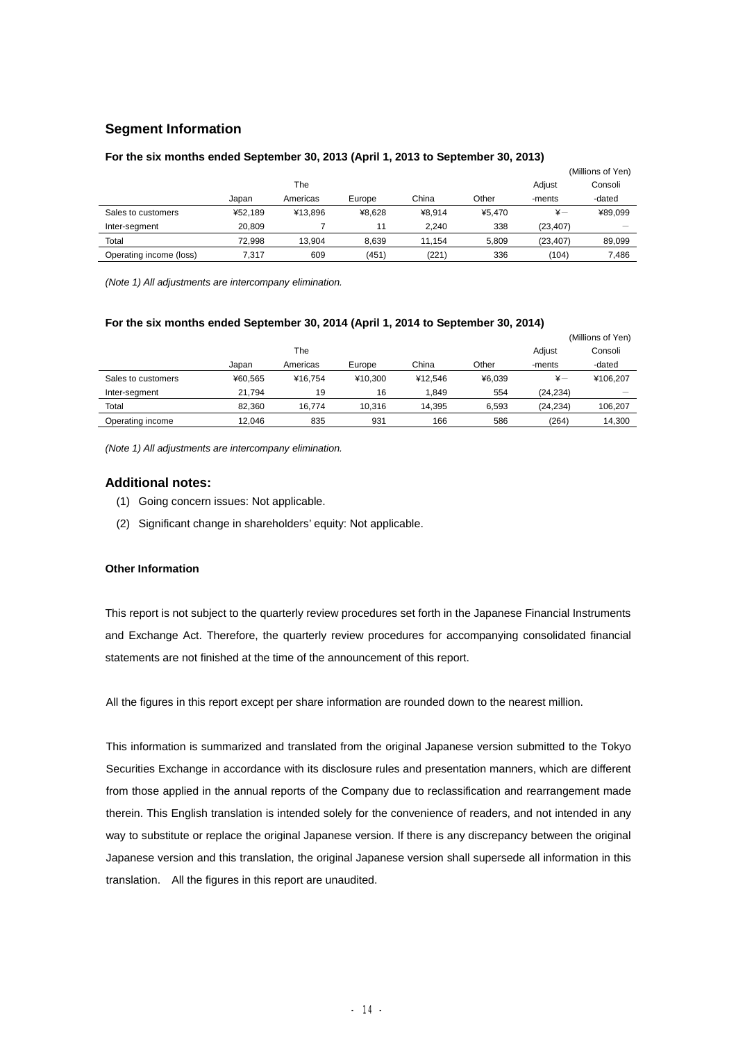## Segment Information

#### For the six months ended September 30, 2013 (April 1, 2013 to September 30, 2013)

(Millions of Yen)

| | Japan | The Americas | Europe | China | Other | Adjust -ments | Consoli -dated |
|---|---|---|---|---|---|---|---|
| Sales to customers | ¥52,189 | ¥13,896 | ¥8,628 | ¥8,914 | ¥5,470 | ¥－ | ¥89,099 |
| Inter-segment | 20,809 | 7 | 11 | 2,240 | 338 | (23,407) | － |
| Total | 72,998 | 13,904 | 8,639 | 11,154 | 5,809 | (23,407) | 89,099 |
| Operating income (loss) | 7,317 | 609 | (451) | (221) | 336 | (104) | 7,486 |

*(Note 1) All adjustments are intercompany elimination.*

#### For the six months ended September 30, 2014 (April 1, 2014 to September 30, 2014)

(Millions of Yen)

| | Japan | The Americas | Europe | China | Other | Adjust -ments | Consoli -dated |
|---|---|---|---|---|---|---|---|
| Sales to customers | ¥60,565 | ¥16,754 | ¥10,300 | ¥12,546 | ¥6,039 | ¥－ | ¥106,207 |
| Inter-segment | 21,794 | 19 | 16 | 1,849 | 554 | (24,234) | － |
| Total | 82,360 | 16,774 | 10,316 | 14,395 | 6,593 | (24,234) | 106,207 |
| Operating income | 12,046 | 835 | 931 | 166 | 586 | (264) | 14,300 |

*(Note 1) All adjustments are intercompany elimination.*

## Additional notes:

(1) Going concern issues: Not applicable.

(2) Significant change in shareholders' equity: Not applicable.

#### Other Information

This report is not subject to the quarterly review procedures set forth in the Japanese Financial Instruments and Exchange Act. Therefore, the quarterly review procedures for accompanying consolidated financial statements are not finished at the time of the announcement of this report.

All the figures in this report except per share information are rounded down to the nearest million.

This information is summarized and translated from the original Japanese version submitted to the Tokyo Securities Exchange in accordance with its disclosure rules and presentation manners, which are different from those applied in the annual reports of the Company due to reclassification and rearrangement made therein. This English translation is intended solely for the convenience of readers, and not intended in any way to substitute or replace the original Japanese version. If there is any discrepancy between the original Japanese version and this translation, the original Japanese version shall supersede all information in this translation.　All the figures in this report are unaudited.